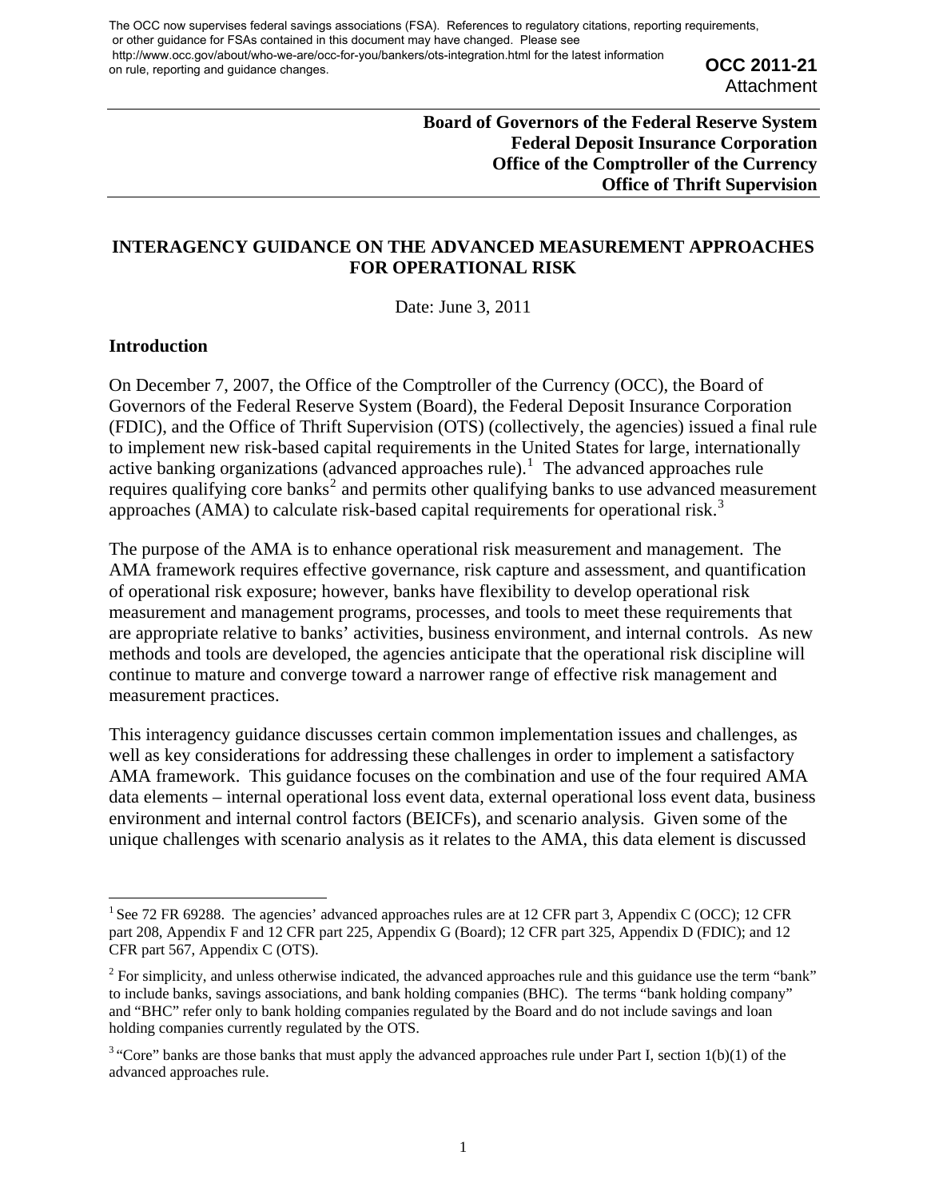The OCC now supervises federal savings associations (FSA). References to regulatory citations, reporting requirements, or other guidance for FSAs contained in this document may have changed. Please see http://www.occ.gov/about/who-we-are/occ-for-you/bankers/ots-integration.html for the latest information on rule, reporting and guidance changes.

**OCC 2011-21**
Attachment

**Board of Governors of the Federal Reserve System**
**Federal Deposit Insurance Corporation**
**Office of the Comptroller of the Currency**
**Office of Thrift Supervision**

# INTERAGENCY GUIDANCE ON THE ADVANCED MEASUREMENT APPROACHES FOR OPERATIONAL RISK

Date: June 3, 2011

## Introduction

On December 7, 2007, the Office of the Comptroller of the Currency (OCC), the Board of Governors of the Federal Reserve System (Board), the Federal Deposit Insurance Corporation (FDIC), and the Office of Thrift Supervision (OTS) (collectively, the agencies) issued a final rule to implement new risk-based capital requirements in the United States for large, internationally active banking organizations (advanced approaches rule).[1] The advanced approaches rule requires qualifying core banks[2] and permits other qualifying banks to use advanced measurement approaches (AMA) to calculate risk-based capital requirements for operational risk.[3]

The purpose of the AMA is to enhance operational risk measurement and management. The AMA framework requires effective governance, risk capture and assessment, and quantification of operational risk exposure; however, banks have flexibility to develop operational risk measurement and management programs, processes, and tools to meet these requirements that are appropriate relative to banks' activities, business environment, and internal controls. As new methods and tools are developed, the agencies anticipate that the operational risk discipline will continue to mature and converge toward a narrower range of effective risk management and measurement practices.

This interagency guidance discusses certain common implementation issues and challenges, as well as key considerations for addressing these challenges in order to implement a satisfactory AMA framework. This guidance focuses on the combination and use of the four required AMA data elements – internal operational loss event data, external operational loss event data, business environment and internal control factors (BEICFs), and scenario analysis. Given some of the unique challenges with scenario analysis as it relates to the AMA, this data element is discussed

---

[1] See 72 FR 69288. The agencies' advanced approaches rules are at 12 CFR part 3, Appendix C (OCC); 12 CFR part 208, Appendix F and 12 CFR part 225, Appendix G (Board); 12 CFR part 325, Appendix D (FDIC); and 12 CFR part 567, Appendix C (OTS).

[2] For simplicity, and unless otherwise indicated, the advanced approaches rule and this guidance use the term "bank" to include banks, savings associations, and bank holding companies (BHC). The terms "bank holding company" and "BHC" refer only to bank holding companies regulated by the Board and do not include savings and loan holding companies currently regulated by the OTS.

[3] "Core" banks are those banks that must apply the advanced approaches rule under Part I, section 1(b)(1) of the advanced approaches rule.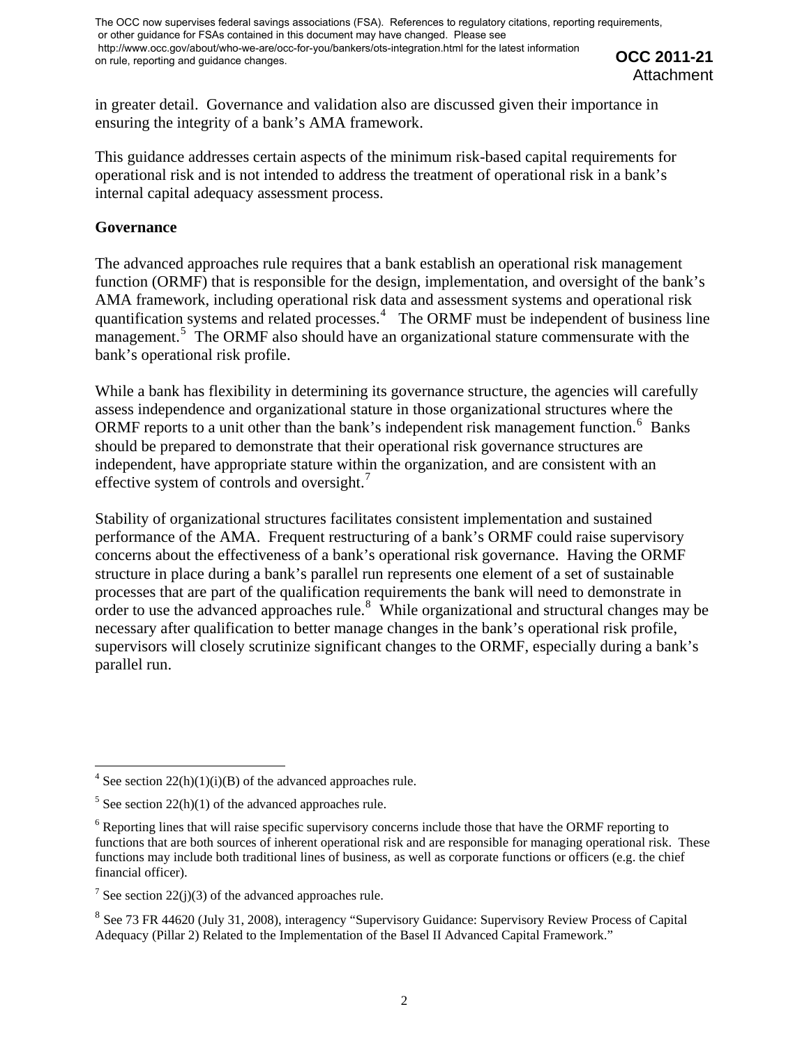in greater detail. Governance and validation also are discussed given their importance in ensuring the integrity of a bank's AMA framework.

This guidance addresses certain aspects of the minimum risk-based capital requirements for operational risk and is not intended to address the treatment of operational risk in a bank's internal capital adequacy assessment process.

**Governance**

The advanced approaches rule requires that a bank establish an operational risk management function (ORMF) that is responsible for the design, implementation, and oversight of the bank's AMA framework, including operational risk data and assessment systems and operational risk quantification systems and related processes.[4] The ORMF must be independent of business line management.[5] The ORMF also should have an organizational stature commensurate with the bank's operational risk profile.

While a bank has flexibility in determining its governance structure, the agencies will carefully assess independence and organizational stature in those organizational structures where the ORMF reports to a unit other than the bank's independent risk management function.[6] Banks should be prepared to demonstrate that their operational risk governance structures are independent, have appropriate stature within the organization, and are consistent with an effective system of controls and oversight.[7]

Stability of organizational structures facilitates consistent implementation and sustained performance of the AMA. Frequent restructuring of a bank's ORMF could raise supervisory concerns about the effectiveness of a bank's operational risk governance. Having the ORMF structure in place during a bank's parallel run represents one element of a set of sustainable processes that are part of the qualification requirements the bank will need to demonstrate in order to use the advanced approaches rule.[8] While organizational and structural changes may be necessary after qualification to better manage changes in the bank's operational risk profile, supervisors will closely scrutinize significant changes to the ORMF, especially during a bank's parallel run.

---

[4] See section 22(h)(1)(i)(B) of the advanced approaches rule.

[5] See section 22(h)(1) of the advanced approaches rule.

[6] Reporting lines that will raise specific supervisory concerns include those that have the ORMF reporting to functions that are both sources of inherent operational risk and are responsible for managing operational risk. These functions may include both traditional lines of business, as well as corporate functions or officers (e.g. the chief financial officer).

[7] See section 22(j)(3) of the advanced approaches rule.

[8] See 73 FR 44620 (July 31, 2008), interagency "Supervisory Guidance: Supervisory Review Process of Capital Adequacy (Pillar 2) Related to the Implementation of the Basel II Advanced Capital Framework."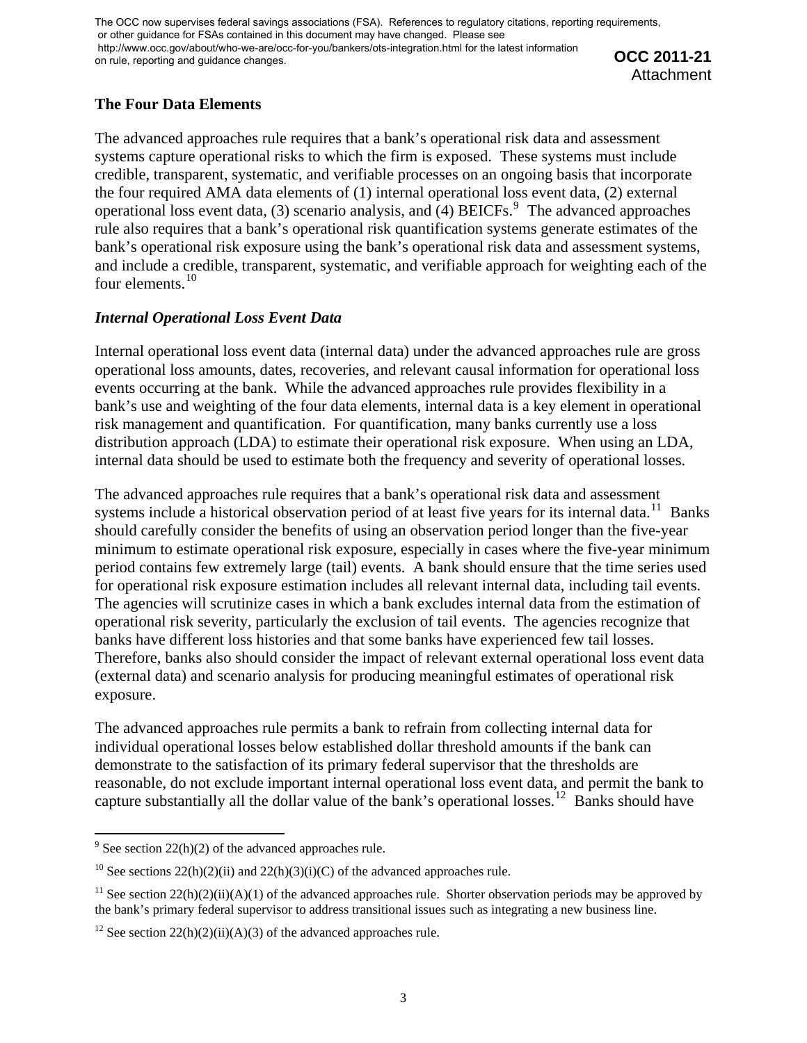## The Four Data Elements

The advanced approaches rule requires that a bank's operational risk data and assessment systems capture operational risks to which the firm is exposed. These systems must include credible, transparent, systematic, and verifiable processes on an ongoing basis that incorporate the four required AMA data elements of (1) internal operational loss event data, (2) external operational loss event data, (3) scenario analysis, and (4) BEICFs.[9] The advanced approaches rule also requires that a bank's operational risk quantification systems generate estimates of the bank's operational risk exposure using the bank's operational risk data and assessment systems, and include a credible, transparent, systematic, and verifiable approach for weighting each of the four elements.[10]

### *Internal Operational Loss Event Data*

Internal operational loss event data (internal data) under the advanced approaches rule are gross operational loss amounts, dates, recoveries, and relevant causal information for operational loss events occurring at the bank. While the advanced approaches rule provides flexibility in a bank's use and weighting of the four data elements, internal data is a key element in operational risk management and quantification. For quantification, many banks currently use a loss distribution approach (LDA) to estimate their operational risk exposure. When using an LDA, internal data should be used to estimate both the frequency and severity of operational losses.

The advanced approaches rule requires that a bank's operational risk data and assessment systems include a historical observation period of at least five years for its internal data.[11] Banks should carefully consider the benefits of using an observation period longer than the five-year minimum to estimate operational risk exposure, especially in cases where the five-year minimum period contains few extremely large (tail) events. A bank should ensure that the time series used for operational risk exposure estimation includes all relevant internal data, including tail events. The agencies will scrutinize cases in which a bank excludes internal data from the estimation of operational risk severity, particularly the exclusion of tail events. The agencies recognize that banks have different loss histories and that some banks have experienced few tail losses. Therefore, banks also should consider the impact of relevant external operational loss event data (external data) and scenario analysis for producing meaningful estimates of operational risk exposure.

The advanced approaches rule permits a bank to refrain from collecting internal data for individual operational losses below established dollar threshold amounts if the bank can demonstrate to the satisfaction of its primary federal supervisor that the thresholds are reasonable, do not exclude important internal operational loss event data, and permit the bank to capture substantially all the dollar value of the bank's operational losses.[12] Banks should have

---

[9] See section 22(h)(2) of the advanced approaches rule.

[10] See sections 22(h)(2)(ii) and 22(h)(3)(i)(C) of the advanced approaches rule.

[11] See section 22(h)(2)(ii)(A)(1) of the advanced approaches rule. Shorter observation periods may be approved by the bank's primary federal supervisor to address transitional issues such as integrating a new business line.

[12] See section 22(h)(2)(ii)(A)(3) of the advanced approaches rule.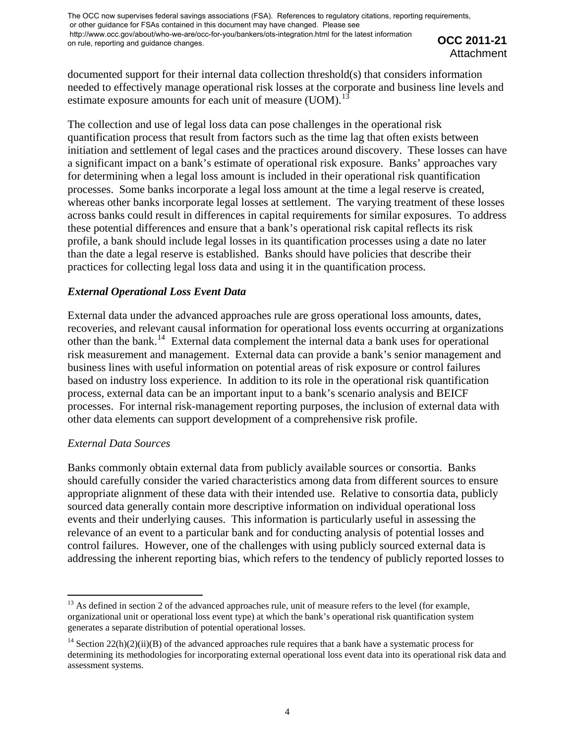documented support for their internal data collection threshold(s) that considers information needed to effectively manage operational risk losses at the corporate and business line levels and estimate exposure amounts for each unit of measure (UOM).[13]

The collection and use of legal loss data can pose challenges in the operational risk quantification process that result from factors such as the time lag that often exists between initiation and settlement of legal cases and the practices around discovery. These losses can have a significant impact on a bank's estimate of operational risk exposure. Banks' approaches vary for determining when a legal loss amount is included in their operational risk quantification processes. Some banks incorporate a legal loss amount at the time a legal reserve is created, whereas other banks incorporate legal losses at settlement. The varying treatment of these losses across banks could result in differences in capital requirements for similar exposures. To address these potential differences and ensure that a bank's operational risk capital reflects its risk profile, a bank should include legal losses in its quantification processes using a date no later than the date a legal reserve is established. Banks should have policies that describe their practices for collecting legal loss data and using it in the quantification process.

### *External Operational Loss Event Data*

External data under the advanced approaches rule are gross operational loss amounts, dates, recoveries, and relevant causal information for operational loss events occurring at organizations other than the bank.[14] External data complement the internal data a bank uses for operational risk measurement and management. External data can provide a bank's senior management and business lines with useful information on potential areas of risk exposure or control failures based on industry loss experience. In addition to its role in the operational risk quantification process, external data can be an important input to a bank's scenario analysis and BEICF processes. For internal risk-management reporting purposes, the inclusion of external data with other data elements can support development of a comprehensive risk profile.

#### *External Data Sources*

Banks commonly obtain external data from publicly available sources or consortia. Banks should carefully consider the varied characteristics among data from different sources to ensure appropriate alignment of these data with their intended use. Relative to consortia data, publicly sourced data generally contain more descriptive information on individual operational loss events and their underlying causes. This information is particularly useful in assessing the relevance of an event to a particular bank and for conducting analysis of potential losses and control failures. However, one of the challenges with using publicly sourced external data is addressing the inherent reporting bias, which refers to the tendency of publicly reported losses to

---

[13] As defined in section 2 of the advanced approaches rule, unit of measure refers to the level (for example, organizational unit or operational loss event type) at which the bank's operational risk quantification system generates a separate distribution of potential operational losses.

[14] Section 22(h)(2)(ii)(B) of the advanced approaches rule requires that a bank have a systematic process for determining its methodologies for incorporating external operational loss event data into its operational risk data and assessment systems.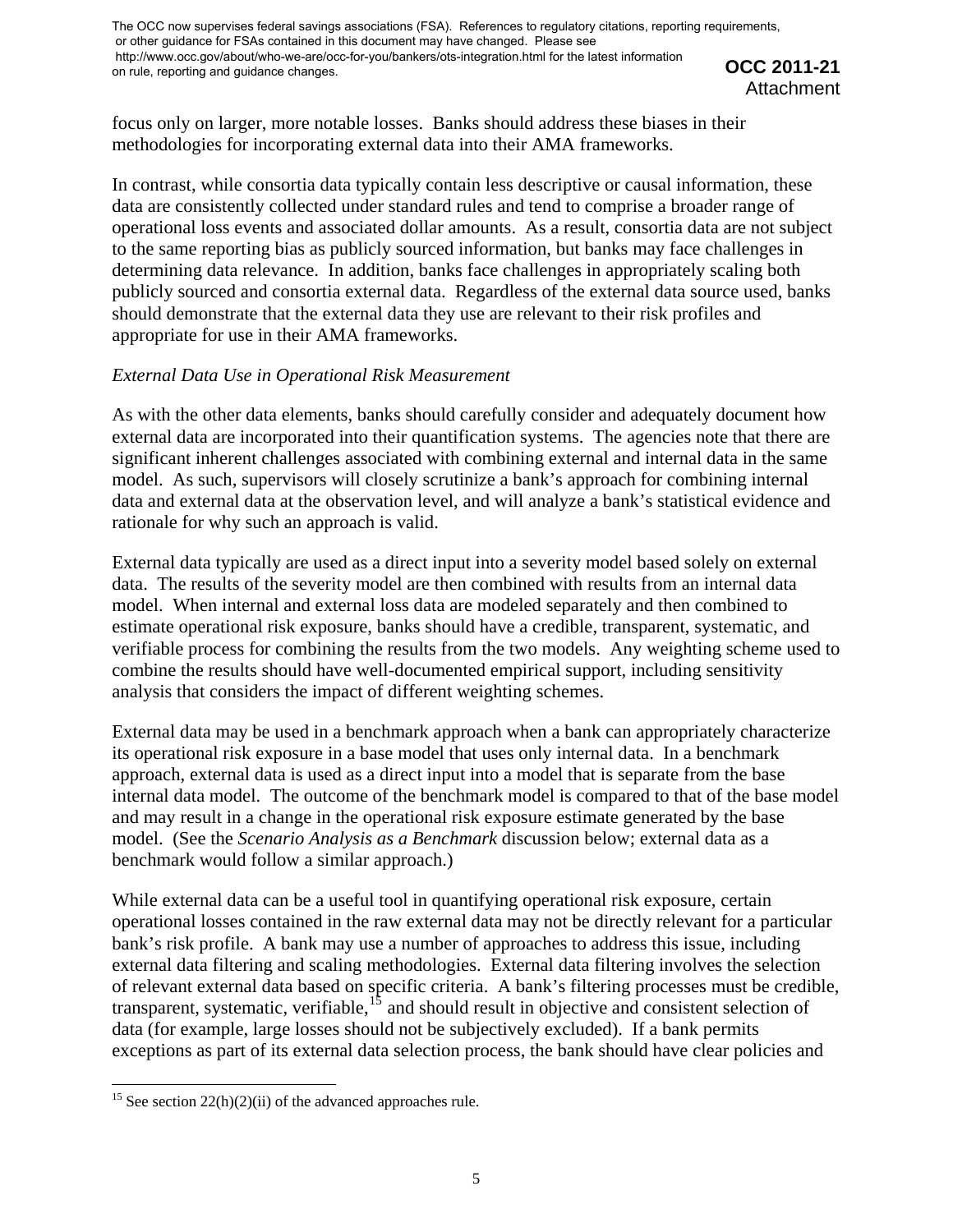focus only on larger, more notable losses. Banks should address these biases in their methodologies for incorporating external data into their AMA frameworks.

In contrast, while consortia data typically contain less descriptive or causal information, these data are consistently collected under standard rules and tend to comprise a broader range of operational loss events and associated dollar amounts. As a result, consortia data are not subject to the same reporting bias as publicly sourced information, but banks may face challenges in determining data relevance. In addition, banks face challenges in appropriately scaling both publicly sourced and consortia external data. Regardless of the external data source used, banks should demonstrate that the external data they use are relevant to their risk profiles and appropriate for use in their AMA frameworks.

*External Data Use in Operational Risk Measurement*

As with the other data elements, banks should carefully consider and adequately document how external data are incorporated into their quantification systems. The agencies note that there are significant inherent challenges associated with combining external and internal data in the same model. As such, supervisors will closely scrutinize a bank's approach for combining internal data and external data at the observation level, and will analyze a bank's statistical evidence and rationale for why such an approach is valid.

External data typically are used as a direct input into a severity model based solely on external data. The results of the severity model are then combined with results from an internal data model. When internal and external loss data are modeled separately and then combined to estimate operational risk exposure, banks should have a credible, transparent, systematic, and verifiable process for combining the results from the two models. Any weighting scheme used to combine the results should have well-documented empirical support, including sensitivity analysis that considers the impact of different weighting schemes.

External data may be used in a benchmark approach when a bank can appropriately characterize its operational risk exposure in a base model that uses only internal data. In a benchmark approach, external data is used as a direct input into a model that is separate from the base internal data model. The outcome of the benchmark model is compared to that of the base model and may result in a change in the operational risk exposure estimate generated by the base model. (See the *Scenario Analysis as a Benchmark* discussion below; external data as a benchmark would follow a similar approach.)

While external data can be a useful tool in quantifying operational risk exposure, certain operational losses contained in the raw external data may not be directly relevant for a particular bank's risk profile. A bank may use a number of approaches to address this issue, including external data filtering and scaling methodologies. External data filtering involves the selection of relevant external data based on specific criteria. A bank's filtering processes must be credible, transparent, systematic, verifiable,[15] and should result in objective and consistent selection of data (for example, large losses should not be subjectively excluded). If a bank permits exceptions as part of its external data selection process, the bank should have clear policies and

---

[15] See section 22(h)(2)(ii) of the advanced approaches rule.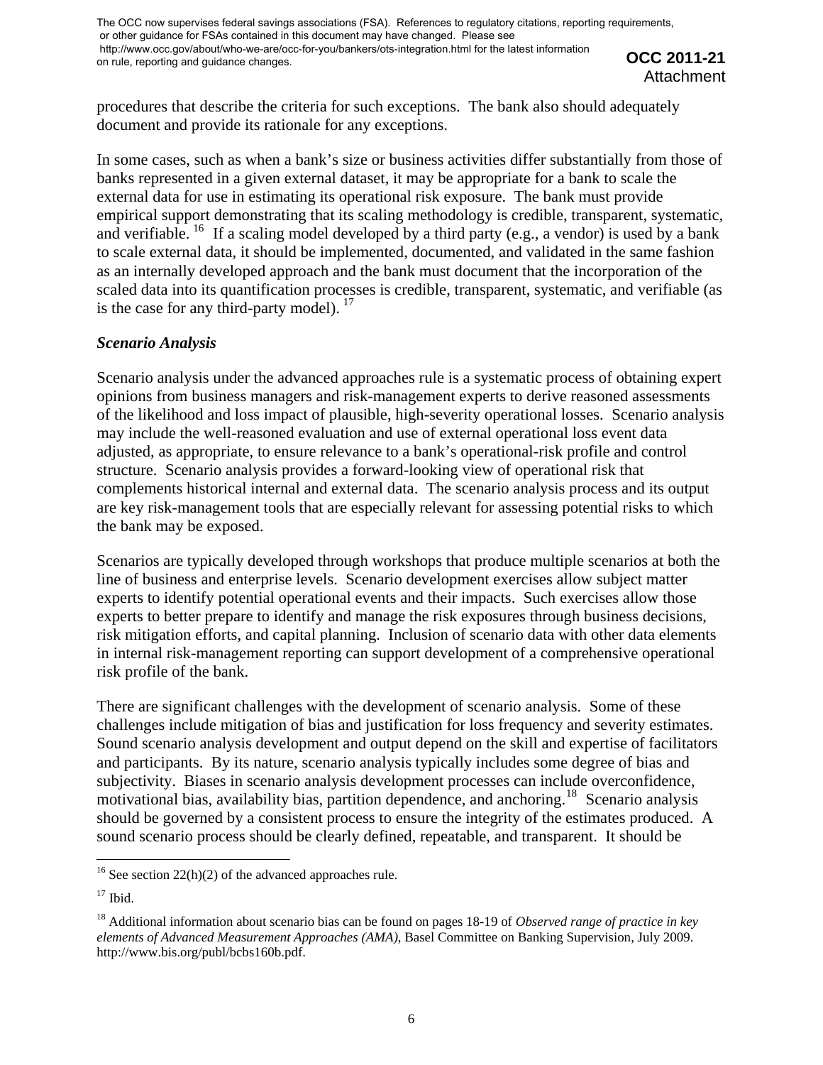procedures that describe the criteria for such exceptions. The bank also should adequately document and provide its rationale for any exceptions.

In some cases, such as when a bank's size or business activities differ substantially from those of banks represented in a given external dataset, it may be appropriate for a bank to scale the external data for use in estimating its operational risk exposure. The bank must provide empirical support demonstrating that its scaling methodology is credible, transparent, systematic, and verifiable. [16] If a scaling model developed by a third party (e.g., a vendor) is used by a bank to scale external data, it should be implemented, documented, and validated in the same fashion as an internally developed approach and the bank must document that the incorporation of the scaled data into its quantification processes is credible, transparent, systematic, and verifiable (as is the case for any third-party model). [17]

### *Scenario Analysis*

Scenario analysis under the advanced approaches rule is a systematic process of obtaining expert opinions from business managers and risk-management experts to derive reasoned assessments of the likelihood and loss impact of plausible, high-severity operational losses. Scenario analysis may include the well-reasoned evaluation and use of external operational loss event data adjusted, as appropriate, to ensure relevance to a bank's operational-risk profile and control structure. Scenario analysis provides a forward-looking view of operational risk that complements historical internal and external data. The scenario analysis process and its output are key risk-management tools that are especially relevant for assessing potential risks to which the bank may be exposed.

Scenarios are typically developed through workshops that produce multiple scenarios at both the line of business and enterprise levels. Scenario development exercises allow subject matter experts to identify potential operational events and their impacts. Such exercises allow those experts to better prepare to identify and manage the risk exposures through business decisions, risk mitigation efforts, and capital planning. Inclusion of scenario data with other data elements in internal risk-management reporting can support development of a comprehensive operational risk profile of the bank.

There are significant challenges with the development of scenario analysis. Some of these challenges include mitigation of bias and justification for loss frequency and severity estimates. Sound scenario analysis development and output depend on the skill and expertise of facilitators and participants. By its nature, scenario analysis typically includes some degree of bias and subjectivity. Biases in scenario analysis development processes can include overconfidence, motivational bias, availability bias, partition dependence, and anchoring.[18] Scenario analysis should be governed by a consistent process to ensure the integrity of the estimates produced. A sound scenario process should be clearly defined, repeatable, and transparent. It should be

---

[16] See section 22(h)(2) of the advanced approaches rule.

[17] Ibid.

[18] Additional information about scenario bias can be found on pages 18-19 of *Observed range of practice in key elements of Advanced Measurement Approaches (AMA)*, Basel Committee on Banking Supervision, July 2009. http://www.bis.org/publ/bcbs160b.pdf.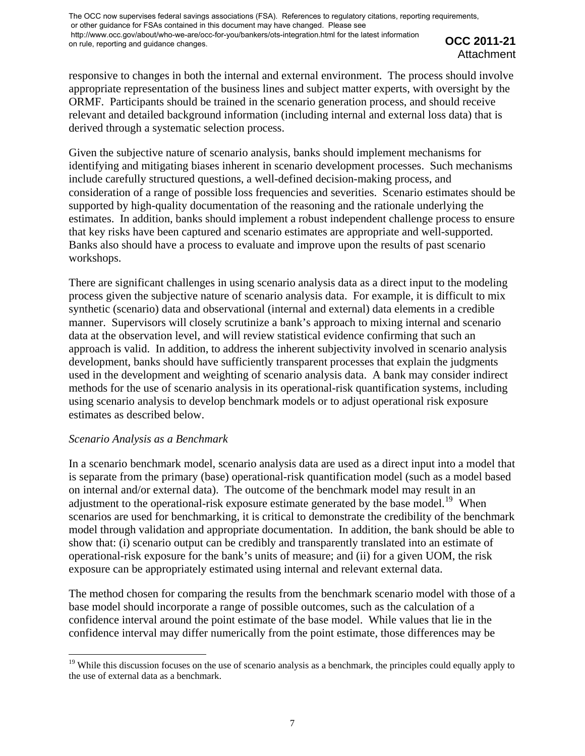responsive to changes in both the internal and external environment. The process should involve appropriate representation of the business lines and subject matter experts, with oversight by the ORMF. Participants should be trained in the scenario generation process, and should receive relevant and detailed background information (including internal and external loss data) that is derived through a systematic selection process.

Given the subjective nature of scenario analysis, banks should implement mechanisms for identifying and mitigating biases inherent in scenario development processes. Such mechanisms include carefully structured questions, a well-defined decision-making process, and consideration of a range of possible loss frequencies and severities. Scenario estimates should be supported by high-quality documentation of the reasoning and the rationale underlying the estimates. In addition, banks should implement a robust independent challenge process to ensure that key risks have been captured and scenario estimates are appropriate and well-supported. Banks also should have a process to evaluate and improve upon the results of past scenario workshops.

There are significant challenges in using scenario analysis data as a direct input to the modeling process given the subjective nature of scenario analysis data. For example, it is difficult to mix synthetic (scenario) data and observational (internal and external) data elements in a credible manner. Supervisors will closely scrutinize a bank's approach to mixing internal and scenario data at the observation level, and will review statistical evidence confirming that such an approach is valid. In addition, to address the inherent subjectivity involved in scenario analysis development, banks should have sufficiently transparent processes that explain the judgments used in the development and weighting of scenario analysis data. A bank may consider indirect methods for the use of scenario analysis in its operational-risk quantification systems, including using scenario analysis to develop benchmark models or to adjust operational risk exposure estimates as described below.

*Scenario Analysis as a Benchmark*

In a scenario benchmark model, scenario analysis data are used as a direct input into a model that is separate from the primary (base) operational-risk quantification model (such as a model based on internal and/or external data). The outcome of the benchmark model may result in an adjustment to the operational-risk exposure estimate generated by the base model.[19] When scenarios are used for benchmarking, it is critical to demonstrate the credibility of the benchmark model through validation and appropriate documentation. In addition, the bank should be able to show that: (i) scenario output can be credibly and transparently translated into an estimate of operational-risk exposure for the bank's units of measure; and (ii) for a given UOM, the risk exposure can be appropriately estimated using internal and relevant external data.

The method chosen for comparing the results from the benchmark scenario model with those of a base model should incorporate a range of possible outcomes, such as the calculation of a confidence interval around the point estimate of the base model. While values that lie in the confidence interval may differ numerically from the point estimate, those differences may be

[19] While this discussion focuses on the use of scenario analysis as a benchmark, the principles could equally apply to the use of external data as a benchmark.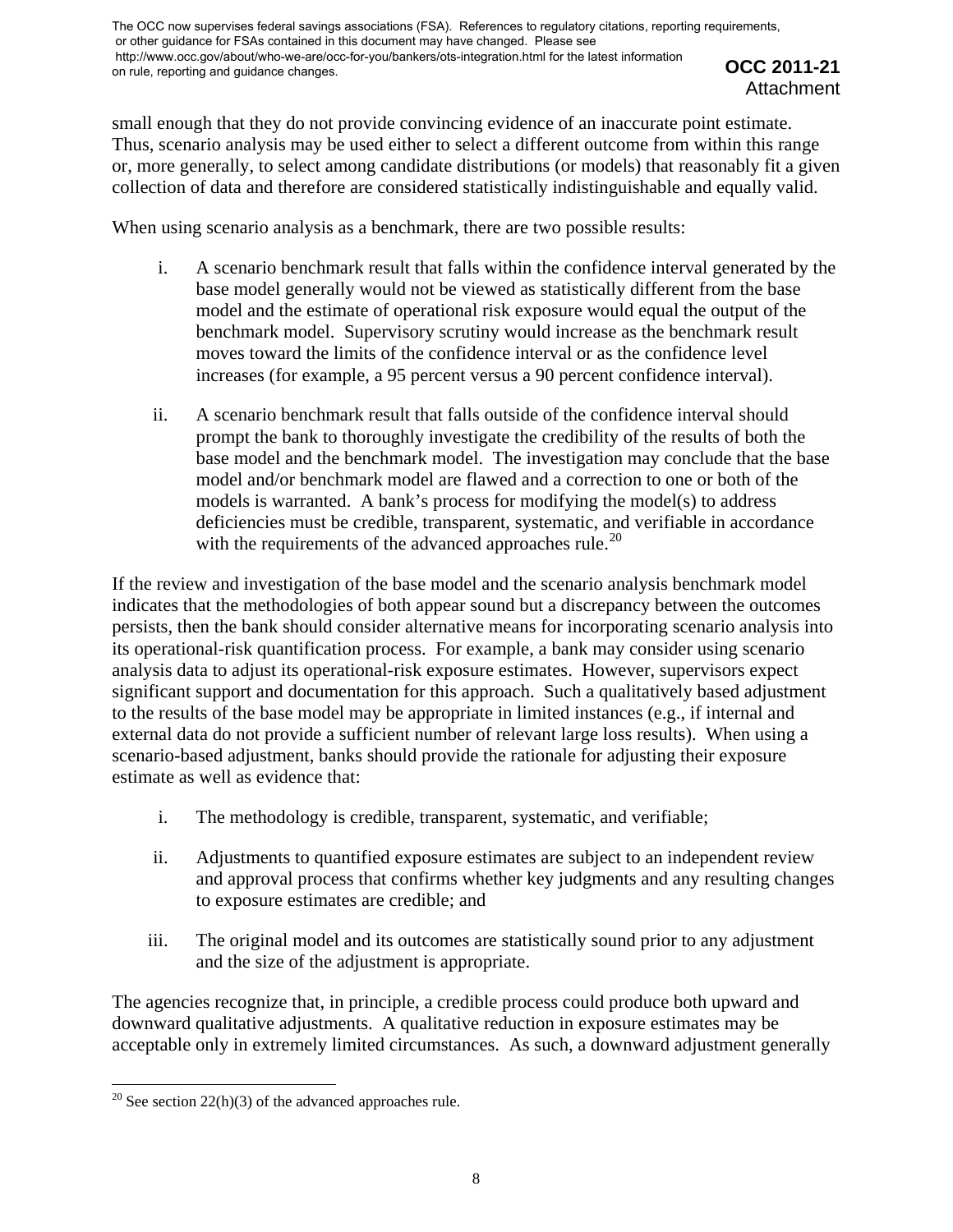small enough that they do not provide convincing evidence of an inaccurate point estimate. Thus, scenario analysis may be used either to select a different outcome from within this range or, more generally, to select among candidate distributions (or models) that reasonably fit a given collection of data and therefore are considered statistically indistinguishable and equally valid.

When using scenario analysis as a benchmark, there are two possible results:

i. A scenario benchmark result that falls within the confidence interval generated by the base model generally would not be viewed as statistically different from the base model and the estimate of operational risk exposure would equal the output of the benchmark model. Supervisory scrutiny would increase as the benchmark result moves toward the limits of the confidence interval or as the confidence level increases (for example, a 95 percent versus a 90 percent confidence interval).

ii. A scenario benchmark result that falls outside of the confidence interval should prompt the bank to thoroughly investigate the credibility of the results of both the base model and the benchmark model. The investigation may conclude that the base model and/or benchmark model are flawed and a correction to one or both of the models is warranted. A bank's process for modifying the model(s) to address deficiencies must be credible, transparent, systematic, and verifiable in accordance with the requirements of the advanced approaches rule.[20]

If the review and investigation of the base model and the scenario analysis benchmark model indicates that the methodologies of both appear sound but a discrepancy between the outcomes persists, then the bank should consider alternative means for incorporating scenario analysis into its operational-risk quantification process. For example, a bank may consider using scenario analysis data to adjust its operational-risk exposure estimates. However, supervisors expect significant support and documentation for this approach. Such a qualitatively based adjustment to the results of the base model may be appropriate in limited instances (e.g., if internal and external data do not provide a sufficient number of relevant large loss results). When using a scenario-based adjustment, banks should provide the rationale for adjusting their exposure estimate as well as evidence that:

i. The methodology is credible, transparent, systematic, and verifiable;

ii. Adjustments to quantified exposure estimates are subject to an independent review and approval process that confirms whether key judgments and any resulting changes to exposure estimates are credible; and

iii. The original model and its outcomes are statistically sound prior to any adjustment and the size of the adjustment is appropriate.

The agencies recognize that, in principle, a credible process could produce both upward and downward qualitative adjustments. A qualitative reduction in exposure estimates may be acceptable only in extremely limited circumstances. As such, a downward adjustment generally

[20] See section 22(h)(3) of the advanced approaches rule.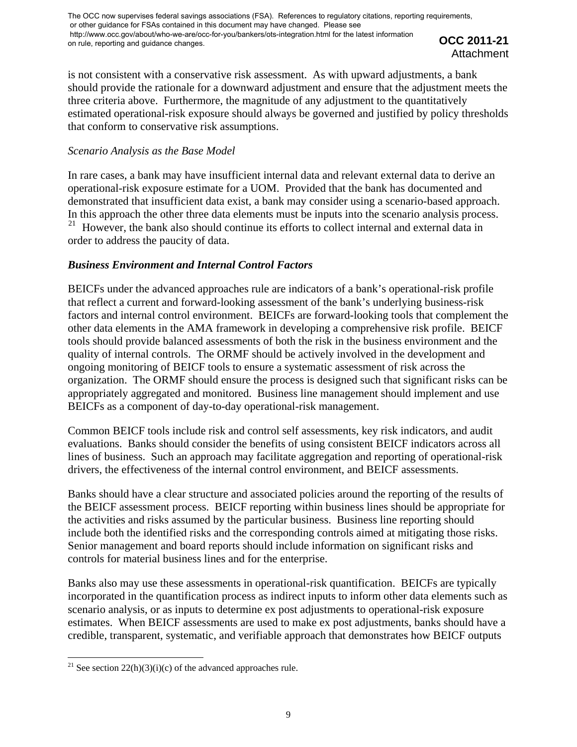is not consistent with a conservative risk assessment. As with upward adjustments, a bank should provide the rationale for a downward adjustment and ensure that the adjustment meets the three criteria above. Furthermore, the magnitude of any adjustment to the quantitatively estimated operational-risk exposure should always be governed and justified by policy thresholds that conform to conservative risk assumptions.

*Scenario Analysis as the Base Model*

In rare cases, a bank may have insufficient internal data and relevant external data to derive an operational-risk exposure estimate for a UOM. Provided that the bank has documented and demonstrated that insufficient data exist, a bank may consider using a scenario-based approach. In this approach the other three data elements must be inputs into the scenario analysis process. [21] However, the bank also should continue its efforts to collect internal and external data in order to address the paucity of data.

***Business Environment and Internal Control Factors***

BEICFs under the advanced approaches rule are indicators of a bank's operational-risk profile that reflect a current and forward-looking assessment of the bank's underlying business-risk factors and internal control environment. BEICFs are forward-looking tools that complement the other data elements in the AMA framework in developing a comprehensive risk profile. BEICF tools should provide balanced assessments of both the risk in the business environment and the quality of internal controls. The ORMF should be actively involved in the development and ongoing monitoring of BEICF tools to ensure a systematic assessment of risk across the organization. The ORMF should ensure the process is designed such that significant risks can be appropriately aggregated and monitored. Business line management should implement and use BEICFs as a component of day-to-day operational-risk management.

Common BEICF tools include risk and control self assessments, key risk indicators, and audit evaluations. Banks should consider the benefits of using consistent BEICF indicators across all lines of business. Such an approach may facilitate aggregation and reporting of operational-risk drivers, the effectiveness of the internal control environment, and BEICF assessments.

Banks should have a clear structure and associated policies around the reporting of the results of the BEICF assessment process. BEICF reporting within business lines should be appropriate for the activities and risks assumed by the particular business. Business line reporting should include both the identified risks and the corresponding controls aimed at mitigating those risks. Senior management and board reports should include information on significant risks and controls for material business lines and for the enterprise.

Banks also may use these assessments in operational-risk quantification. BEICFs are typically incorporated in the quantification process as indirect inputs to inform other data elements such as scenario analysis, or as inputs to determine ex post adjustments to operational-risk exposure estimates. When BEICF assessments are used to make ex post adjustments, banks should have a credible, transparent, systematic, and verifiable approach that demonstrates how BEICF outputs

[21] See section 22(h)(3)(i)(c) of the advanced approaches rule.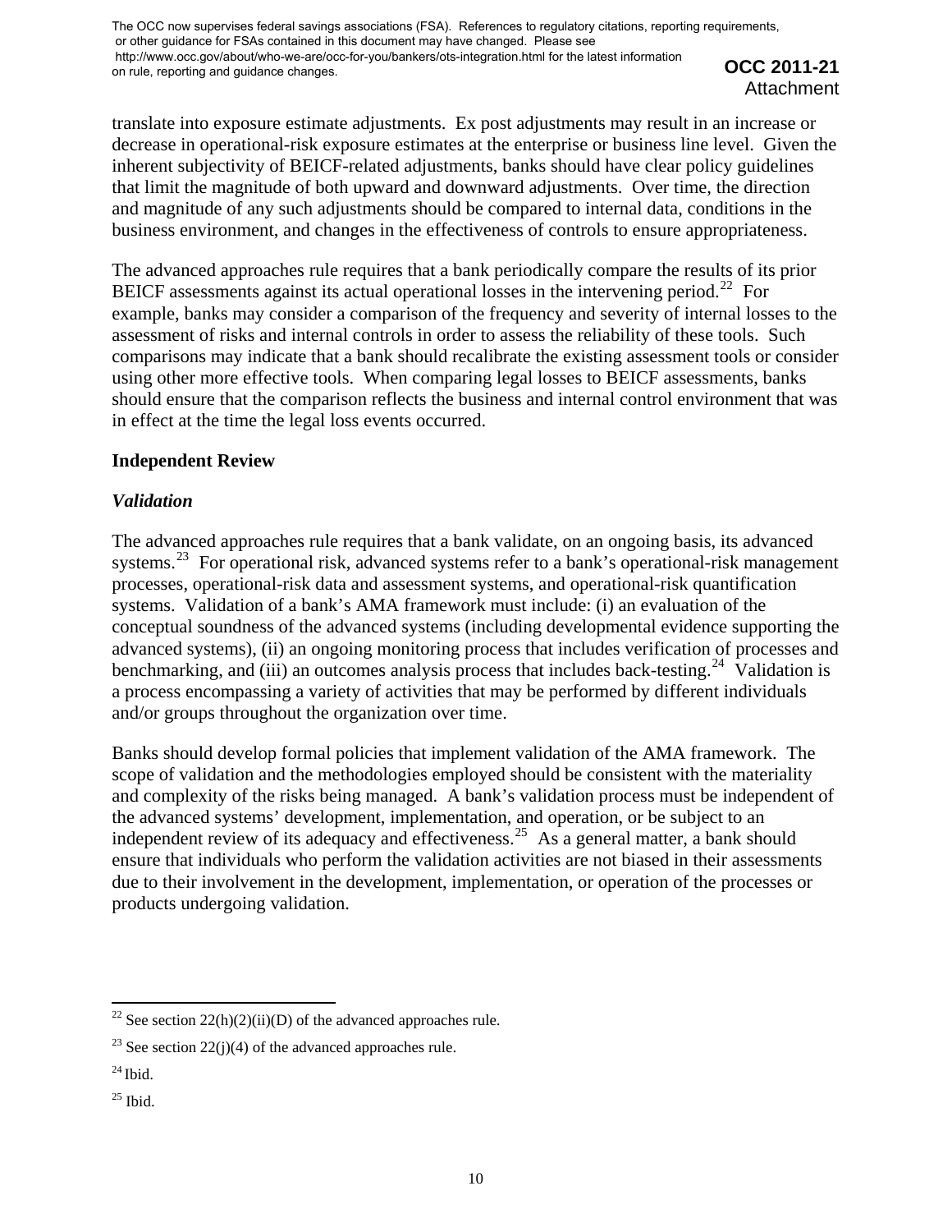translate into exposure estimate adjustments. Ex post adjustments may result in an increase or decrease in operational-risk exposure estimates at the enterprise or business line level. Given the inherent subjectivity of BEICF-related adjustments, banks should have clear policy guidelines that limit the magnitude of both upward and downward adjustments. Over time, the direction and magnitude of any such adjustments should be compared to internal data, conditions in the business environment, and changes in the effectiveness of controls to ensure appropriateness.

The advanced approaches rule requires that a bank periodically compare the results of its prior BEICF assessments against its actual operational losses in the intervening period.[22] For example, banks may consider a comparison of the frequency and severity of internal losses to the assessment of risks and internal controls in order to assess the reliability of these tools. Such comparisons may indicate that a bank should recalibrate the existing assessment tools or consider using other more effective tools. When comparing legal losses to BEICF assessments, banks should ensure that the comparison reflects the business and internal control environment that was in effect at the time the legal loss events occurred.

**Independent Review**

***Validation***

The advanced approaches rule requires that a bank validate, on an ongoing basis, its advanced systems.[23] For operational risk, advanced systems refer to a bank's operational-risk management processes, operational-risk data and assessment systems, and operational-risk quantification systems. Validation of a bank's AMA framework must include: (i) an evaluation of the conceptual soundness of the advanced systems (including developmental evidence supporting the advanced systems), (ii) an ongoing monitoring process that includes verification of processes and benchmarking, and (iii) an outcomes analysis process that includes back-testing.[24] Validation is a process encompassing a variety of activities that may be performed by different individuals and/or groups throughout the organization over time.

Banks should develop formal policies that implement validation of the AMA framework. The scope of validation and the methodologies employed should be consistent with the materiality and complexity of the risks being managed. A bank's validation process must be independent of the advanced systems' development, implementation, and operation, or be subject to an independent review of its adequacy and effectiveness.[25] As a general matter, a bank should ensure that individuals who perform the validation activities are not biased in their assessments due to their involvement in the development, implementation, or operation of the processes or products undergoing validation.

---

[22] See section 22(h)(2)(ii)(D) of the advanced approaches rule.

[23] See section 22(j)(4) of the advanced approaches rule.

[24] Ibid.

[25] Ibid.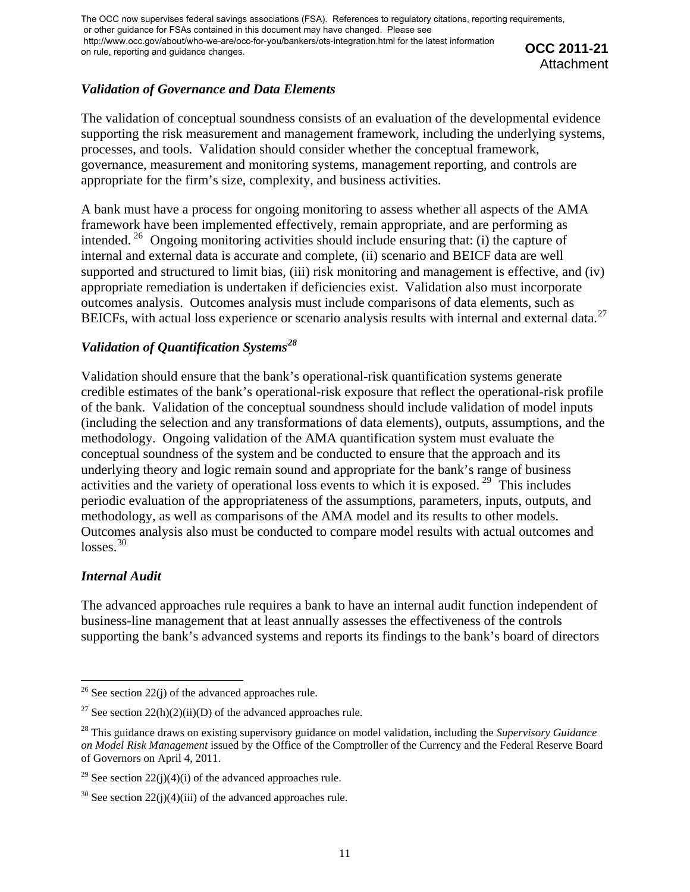### *Validation of Governance and Data Elements*

The validation of conceptual soundness consists of an evaluation of the developmental evidence supporting the risk measurement and management framework, including the underlying systems, processes, and tools. Validation should consider whether the conceptual framework, governance, measurement and monitoring systems, management reporting, and controls are appropriate for the firm's size, complexity, and business activities.

A bank must have a process for ongoing monitoring to assess whether all aspects of the AMA framework have been implemented effectively, remain appropriate, and are performing as intended. [26] Ongoing monitoring activities should include ensuring that: (i) the capture of internal and external data is accurate and complete, (ii) scenario and BEICF data are well supported and structured to limit bias, (iii) risk monitoring and management is effective, and (iv) appropriate remediation is undertaken if deficiencies exist. Validation also must incorporate outcomes analysis. Outcomes analysis must include comparisons of data elements, such as BEICFs, with actual loss experience or scenario analysis results with internal and external data.[27]

### *Validation of Quantification Systems[28]*

Validation should ensure that the bank's operational-risk quantification systems generate credible estimates of the bank's operational-risk exposure that reflect the operational-risk profile of the bank. Validation of the conceptual soundness should include validation of model inputs (including the selection and any transformations of data elements), outputs, assumptions, and the methodology. Ongoing validation of the AMA quantification system must evaluate the conceptual soundness of the system and be conducted to ensure that the approach and its underlying theory and logic remain sound and appropriate for the bank's range of business activities and the variety of operational loss events to which it is exposed. [29] This includes periodic evaluation of the appropriateness of the assumptions, parameters, inputs, outputs, and methodology, as well as comparisons of the AMA model and its results to other models. Outcomes analysis also must be conducted to compare model results with actual outcomes and losses.[30]

### *Internal Audit*

The advanced approaches rule requires a bank to have an internal audit function independent of business-line management that at least annually assesses the effectiveness of the controls supporting the bank's advanced systems and reports its findings to the bank's board of directors

---

[26] See section 22(j) of the advanced approaches rule.

[27] See section 22(h)(2)(ii)(D) of the advanced approaches rule.

[28] This guidance draws on existing supervisory guidance on model validation, including the *Supervisory Guidance on Model Risk Management* issued by the Office of the Comptroller of the Currency and the Federal Reserve Board of Governors on April 4, 2011.

[29] See section 22(j)(4)(i) of the advanced approaches rule.

[30] See section 22(j)(4)(iii) of the advanced approaches rule.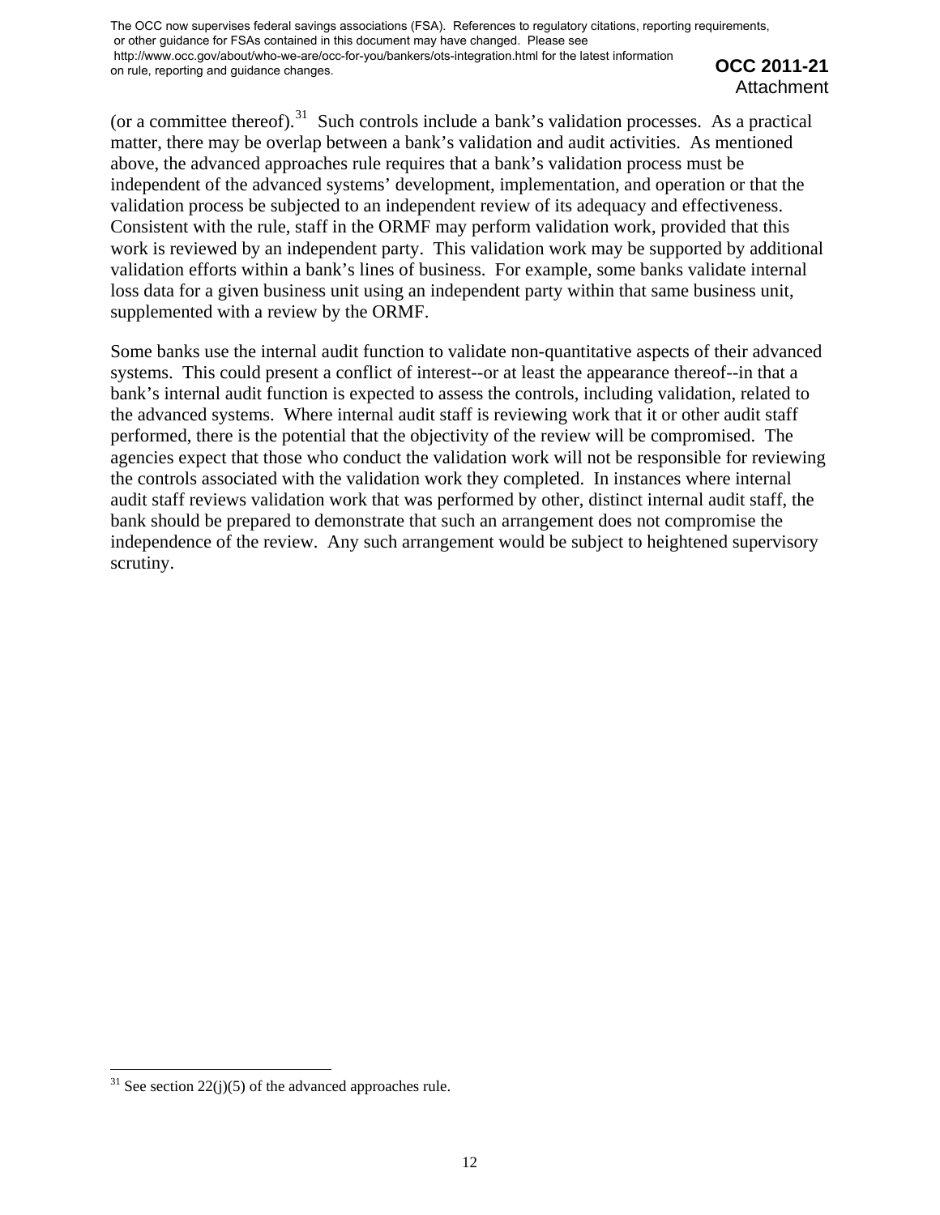(or a committee thereof).[31] Such controls include a bank's validation processes. As a practical matter, there may be overlap between a bank's validation and audit activities. As mentioned above, the advanced approaches rule requires that a bank's validation process must be independent of the advanced systems' development, implementation, and operation or that the validation process be subjected to an independent review of its adequacy and effectiveness. Consistent with the rule, staff in the ORMF may perform validation work, provided that this work is reviewed by an independent party. This validation work may be supported by additional validation efforts within a bank's lines of business. For example, some banks validate internal loss data for a given business unit using an independent party within that same business unit, supplemented with a review by the ORMF.

Some banks use the internal audit function to validate non-quantitative aspects of their advanced systems. This could present a conflict of interest--or at least the appearance thereof--in that a bank's internal audit function is expected to assess the controls, including validation, related to the advanced systems. Where internal audit staff is reviewing work that it or other audit staff performed, there is the potential that the objectivity of the review will be compromised. The agencies expect that those who conduct the validation work will not be responsible for reviewing the controls associated with the validation work they completed. In instances where internal audit staff reviews validation work that was performed by other, distinct internal audit staff, the bank should be prepared to demonstrate that such an arrangement does not compromise the independence of the review. Any such arrangement would be subject to heightened supervisory scrutiny.

[31] See section 22(j)(5) of the advanced approaches rule.